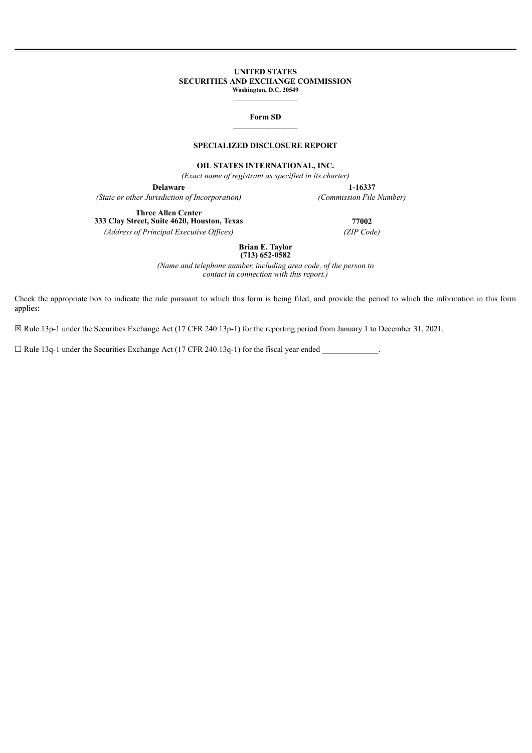**UNITED STATES**
**SECURITIES AND EXCHANGE COMMISSION**
**Washington, D.C. 20549**

**Form SD**

**SPECIALIZED DISCLOSURE REPORT**

**OIL STATES INTERNATIONAL, INC.**
*(Exact name of registrant as specified in its charter)*

| | |
|---|---|
| **Delaware** | **1-16337** |
| *(State or other Jurisdiction of Incorporation)* | *(Commission File Number)* |
| **Three Allen Center**<br>**333 Clay Street, Suite 4620, Houston, Texas** | **77002** |
| *(Address of Principal Executive Offices)* | *(ZIP Code)* |

**Brian E. Taylor**
**(713) 652-0582**
*(Name and telephone number, including area code, of the person to contact in connection with this report.)*

Check the appropriate box to indicate the rule pursuant to which this form is being filed, and provide the period to which the information in this form applies:

☒ Rule 13p-1 under the Securities Exchange Act (17 CFR 240.13p-1) for the reporting period from January 1 to December 31, 2021.

☐ Rule 13q-1 under the Securities Exchange Act (17 CFR 240.13q-1) for the fiscal year ended ______________.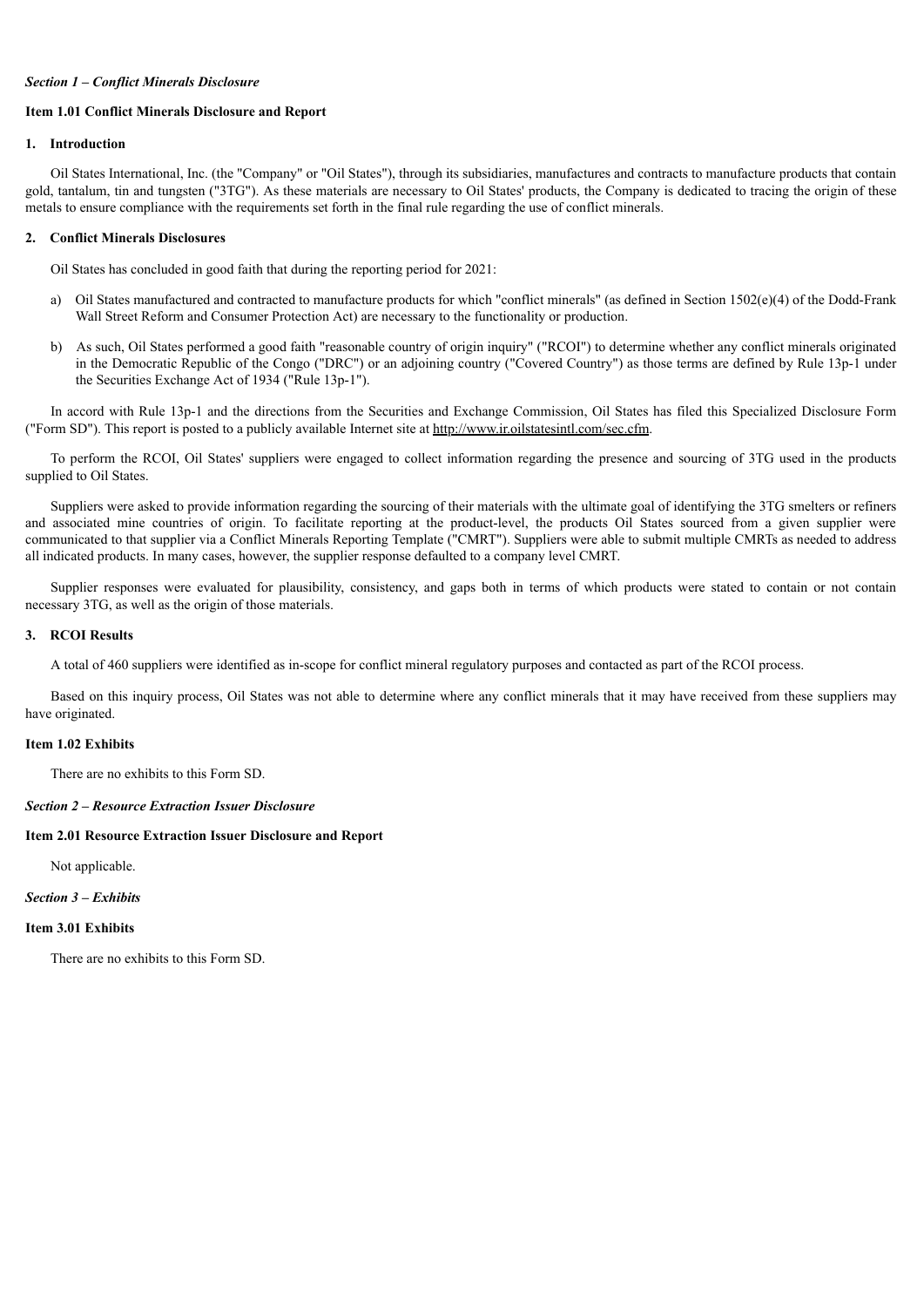*Section 1 – Conflict Minerals Disclosure*

**Item 1.01 Conflict Minerals Disclosure and Report**

**1. Introduction**

Oil States International, Inc. (the "Company" or "Oil States"), through its subsidiaries, manufactures and contracts to manufacture products that contain gold, tantalum, tin and tungsten ("3TG"). As these materials are necessary to Oil States' products, the Company is dedicated to tracing the origin of these metals to ensure compliance with the requirements set forth in the final rule regarding the use of conflict minerals.

**2. Conflict Minerals Disclosures**

Oil States has concluded in good faith that during the reporting period for 2021:

a) Oil States manufactured and contracted to manufacture products for which "conflict minerals" (as defined in Section 1502(e)(4) of the Dodd-Frank Wall Street Reform and Consumer Protection Act) are necessary to the functionality or production.

b) As such, Oil States performed a good faith "reasonable country of origin inquiry" ("RCOI") to determine whether any conflict minerals originated in the Democratic Republic of the Congo ("DRC") or an adjoining country ("Covered Country") as those terms are defined by Rule 13p-1 under the Securities Exchange Act of 1934 ("Rule 13p-1").

In accord with Rule 13p-1 and the directions from the Securities and Exchange Commission, Oil States has filed this Specialized Disclosure Form ("Form SD"). This report is posted to a publicly available Internet site at http://www.ir.oilstatesintl.com/sec.cfm.

To perform the RCOI, Oil States' suppliers were engaged to collect information regarding the presence and sourcing of 3TG used in the products supplied to Oil States.

Suppliers were asked to provide information regarding the sourcing of their materials with the ultimate goal of identifying the 3TG smelters or refiners and associated mine countries of origin. To facilitate reporting at the product-level, the products Oil States sourced from a given supplier were communicated to that supplier via a Conflict Minerals Reporting Template ("CMRT"). Suppliers were able to submit multiple CMRTs as needed to address all indicated products. In many cases, however, the supplier response defaulted to a company level CMRT.

Supplier responses were evaluated for plausibility, consistency, and gaps both in terms of which products were stated to contain or not contain necessary 3TG, as well as the origin of those materials.

**3. RCOI Results**

A total of 460 suppliers were identified as in-scope for conflict mineral regulatory purposes and contacted as part of the RCOI process.

Based on this inquiry process, Oil States was not able to determine where any conflict minerals that it may have received from these suppliers may have originated.

**Item 1.02 Exhibits**

There are no exhibits to this Form SD.

*Section 2 – Resource Extraction Issuer Disclosure*

**Item 2.01 Resource Extraction Issuer Disclosure and Report**

Not applicable.

*Section 3 – Exhibits*

**Item 3.01 Exhibits**

There are no exhibits to this Form SD.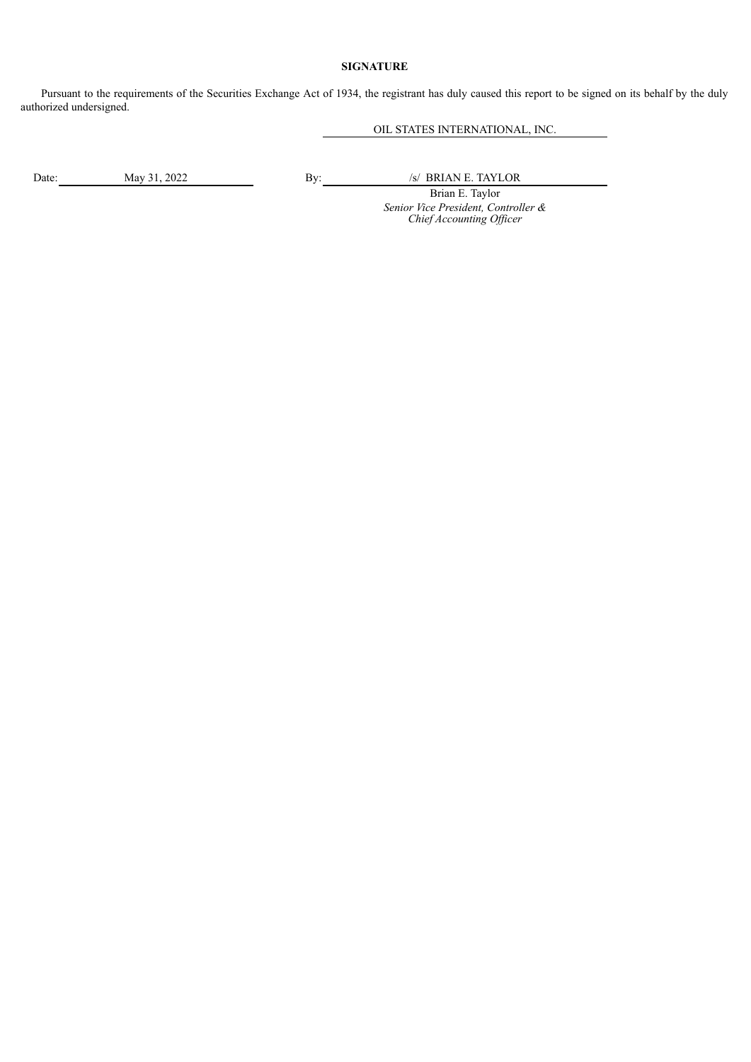**SIGNATURE**

Pursuant to the requirements of the Securities Exchange Act of 1934, the registrant has duly caused this report to be signed on its behalf by the duly authorized undersigned.

OIL STATES INTERNATIONAL, INC.

Date: May 31, 2022

By: /s/ BRIAN E. TAYLOR

Brian E. Taylor

*Senior Vice President, Controller & Chief Accounting Officer*